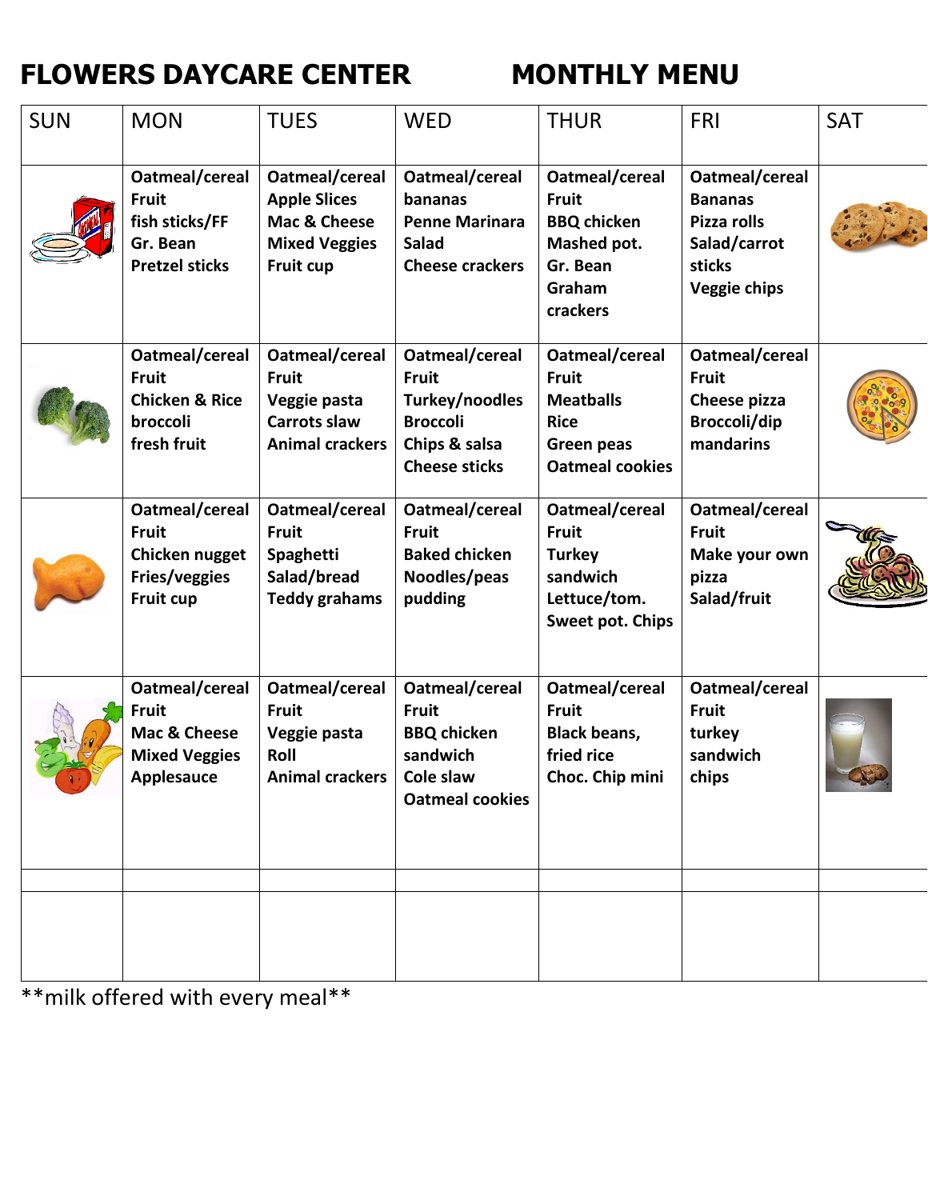**FLOWERS DAYCARE CENTER MONTHLY MENU**

| SUN | MON | TUES | WED | THUR | FRI | SAT |
|---|---|---|---|---|---|---|
| | **Oatmeal/cereal**<br>**Fruit**<br>**fish sticks/FF**<br>**Gr. Bean**<br>**Pretzel sticks** | **Oatmeal/cereal**<br>**Apple Slices**<br>**Mac & Cheese**<br>**Mixed Veggies**<br>**Fruit cup** | **Oatmeal/cereal**<br>**bananas**<br>**Penne Marinara**<br>**Salad**<br>**Cheese crackers** | **Oatmeal/cereal**<br>**Fruit**<br>**BBQ chicken**<br>**Mashed pot.**<br>**Gr. Bean**<br>**Graham crackers** | **Oatmeal/cereal**<br>**Bananas**<br>**Pizza rolls**<br>**Salad/carrot sticks**<br>**Veggie chips** | |
| | **Oatmeal/cereal**<br>**Fruit**<br>**Chicken & Rice**<br>**broccoli**<br>**fresh fruit** | **Oatmeal/cereal**<br>**Fruit**<br>**Veggie pasta**<br>**Carrots slaw**<br>**Animal crackers** | **Oatmeal/cereal**<br>**Fruit**<br>**Turkey/noodles**<br>**Broccoli**<br>**Chips & salsa**<br>**Cheese sticks** | **Oatmeal/cereal**<br>**Fruit**<br>**Meatballs**<br>**Rice**<br>**Green peas**<br>**Oatmeal cookies** | **Oatmeal/cereal**<br>**Fruit**<br>**Cheese pizza**<br>**Broccoli/dip**<br>**mandarins** | |
| | **Oatmeal/cereal**<br>**Fruit**<br>**Chicken nugget**<br>**Fries/veggies**<br>**Fruit cup** | **Oatmeal/cereal**<br>**Fruit**<br>**Spaghetti**<br>**Salad/bread**<br>**Teddy grahams** | **Oatmeal/cereal**<br>**Fruit**<br>**Baked chicken**<br>**Noodles/peas**<br>**pudding** | **Oatmeal/cereal**<br>**Fruit**<br>**Turkey sandwich**<br>**Lettuce/tom.**<br>**Sweet pot. Chips** | **Oatmeal/cereal**<br>**Fruit**<br>**Make your own pizza**<br>**Salad/fruit** | |
| | **Oatmeal/cereal**<br>**Fruit**<br>**Mac & Cheese**<br>**Mixed Veggies**<br>**Applesauce** | **Oatmeal/cereal**<br>**Fruit**<br>**Veggie pasta**<br>**Roll**<br>**Animal crackers** | **Oatmeal/cereal**<br>**Fruit**<br>**BBQ chicken sandwich**<br>**Cole slaw**<br>**Oatmeal cookies** | **Oatmeal/cereal**<br>**Fruit**<br>**Black beans, fried rice**<br>**Choc. Chip mini** | **Oatmeal/cereal**<br>**Fruit**<br>**turkey sandwich**<br>**chips** | |
| | | | | | | |
| | | | | | | |

**milk offered with every meal**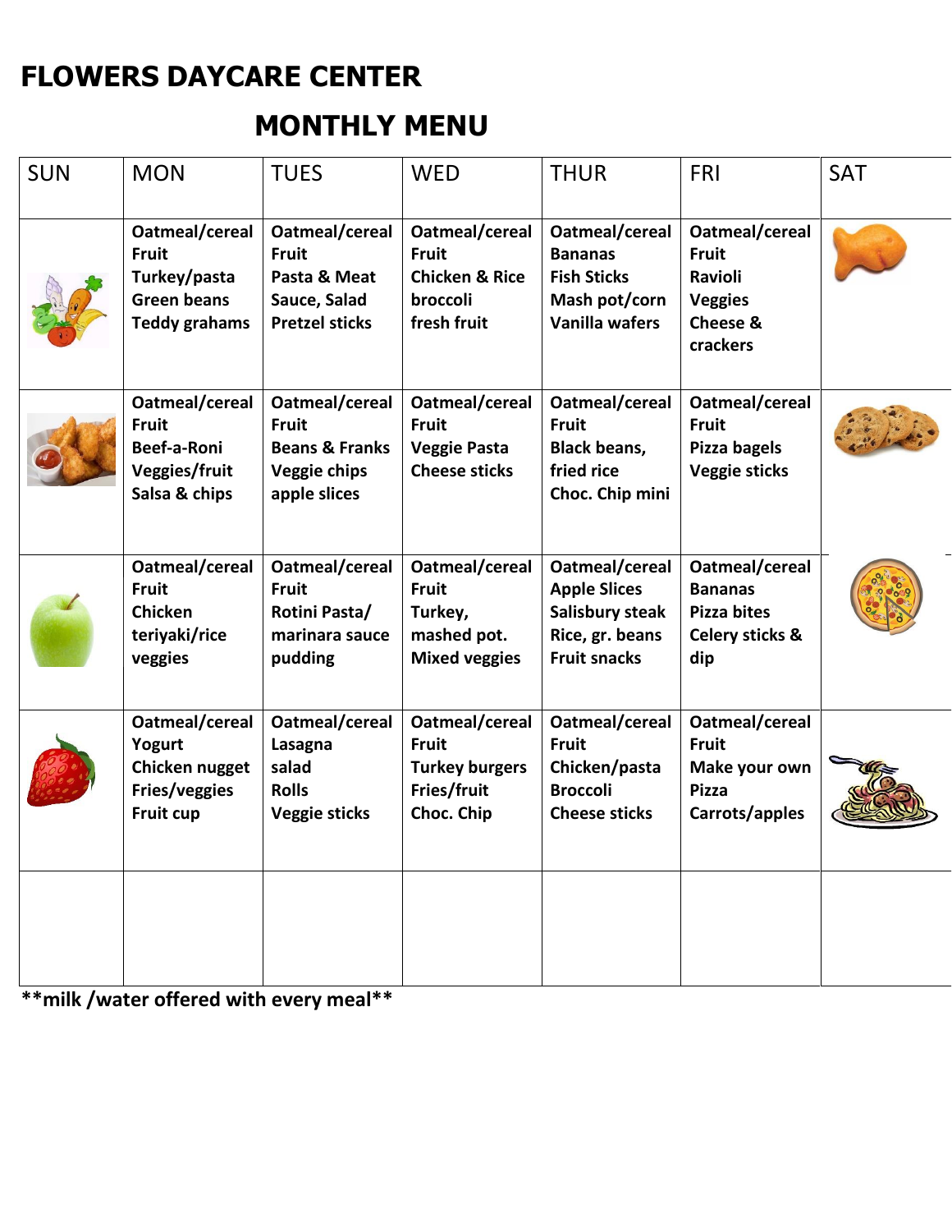# FLOWERS DAYCARE CENTER

## MONTHLY MENU

| SUN | MON | TUES | WED | THUR | FRI | SAT |
|---|---|---|---|---|---|---|
| | **Oatmeal/cereal Fruit Turkey/pasta Green beans Teddy grahams** | **Oatmeal/cereal Fruit Pasta & Meat Sauce, Salad Pretzel sticks** | **Oatmeal/cereal Fruit Chicken & Rice broccoli fresh fruit** | **Oatmeal/cereal Bananas Fish Sticks Mash pot/corn Vanilla wafers** | **Oatmeal/cereal Fruit Ravioli Veggies Cheese & crackers** | |
| | **Oatmeal/cereal Fruit Beef-a-Roni Veggies/fruit Salsa & chips** | **Oatmeal/cereal Fruit Beans & Franks Veggie chips apple slices** | **Oatmeal/cereal Fruit Veggie Pasta Cheese sticks** | **Oatmeal/cereal Fruit Black beans, fried rice Choc. Chip mini** | **Oatmeal/cereal Fruit Pizza bagels Veggie sticks** | |
| | **Oatmeal/cereal Fruit Chicken teriyaki/rice veggies** | **Oatmeal/cereal Fruit Rotini Pasta/ marinara sauce pudding** | **Oatmeal/cereal Fruit Turkey, mashed pot. Mixed veggies** | **Oatmeal/cereal Apple Slices Salisbury steak Rice, gr. beans Fruit snacks** | **Oatmeal/cereal Bananas Pizza bites Celery sticks & dip** | |
| | **Oatmeal/cereal Yogurt Chicken nugget Fries/veggies Fruit cup** | **Oatmeal/cereal Lasagna salad Rolls Veggie sticks** | **Oatmeal/cereal Fruit Turkey burgers Fries/fruit Choc. Chip** | **Oatmeal/cereal Fruit Chicken/pasta Broccoli Cheese sticks** | **Oatmeal/cereal Fruit Make your own Pizza Carrots/apples** | |
| | | | | | | |

**\*\*milk /water offered with every meal\*\***